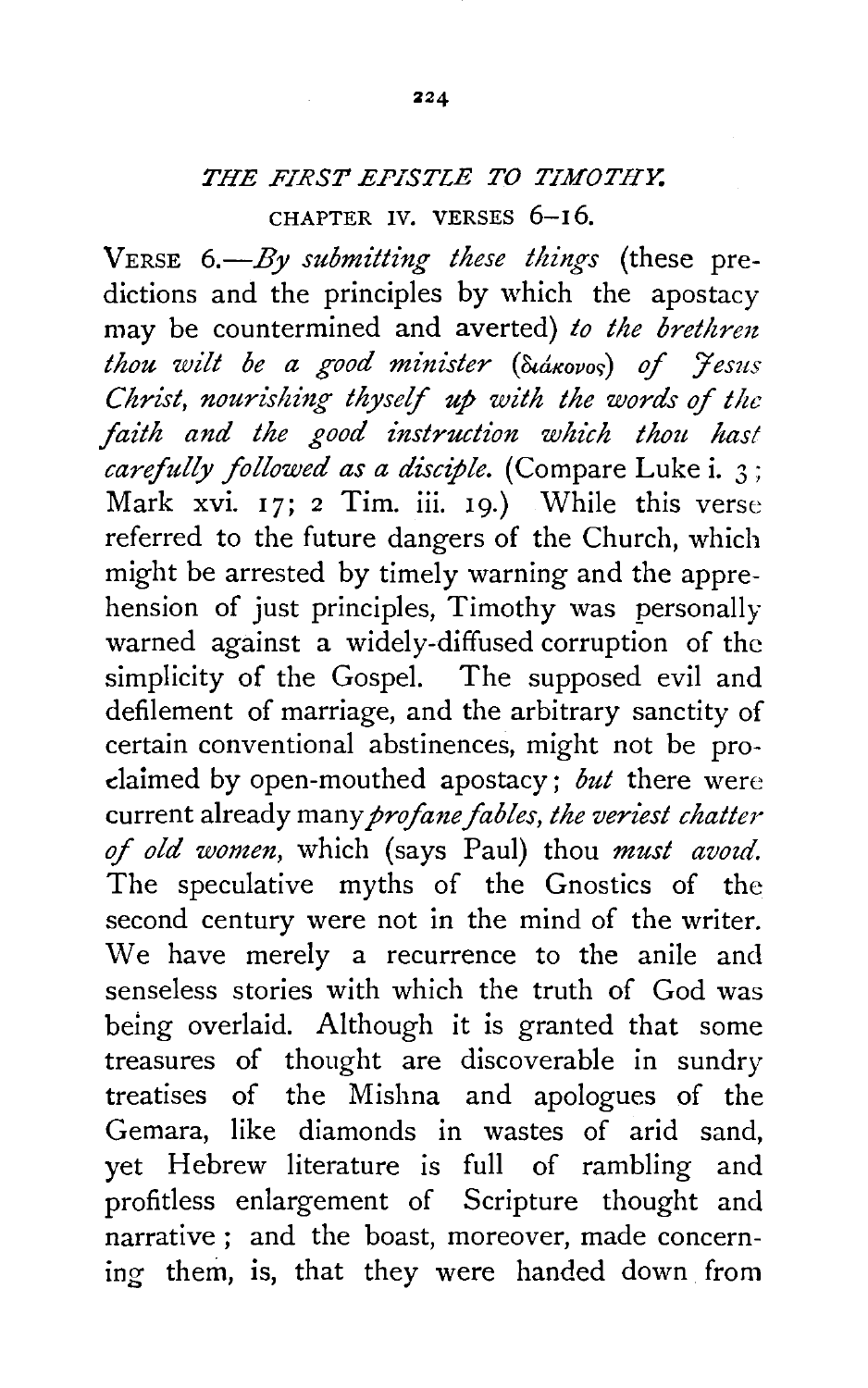## *THE FIRST EPISTLE TO TIMOTHY.*

CHAPTER IV. VERSES 6–16.

VERSE 6.—*By submitting these things* (these predictions and the principles by which the apostacy may be countermined and averted) *to the brethren thou wilt be a good minister* (διάκονος) *of Jesus Christ, nourishing thyself up with the words of the faith and the good instruction which thou hast carefully followed as a disciple.* (Compare Luke i. 3; Mark xvi. 17; 2 Tim. iii. 19.) While this verse referred to the future dangers of the Church, which might be arrested by timely warning and the apprehension of just principles, Timothy was personally warned against a widely-diffused corruption of the simplicity of the Gospel. The supposed evil and defilement of marriage, and the arbitrary sanctity of certain conventional abstinences, might not be proclaimed by open-mouthed apostacy; *but* there were current already many *profane fables, the veriest chatter of old women,* which (says Paul) thou *must avoid.* The speculative myths of the Gnostics of the second century were not in the mind of the writer. We have merely a recurrence to the anile and senseless stories with which the truth of God was being overlaid. Although it is granted that some treasures of thought are discoverable in sundry treatises of the Mishna and apologues of the Gemara, like diamonds in wastes of arid sand, yet Hebrew literature is full of rambling and profitless enlargement of Scripture thought and narrative; and the boast, moreover, made concerning them, is, that they were handed down from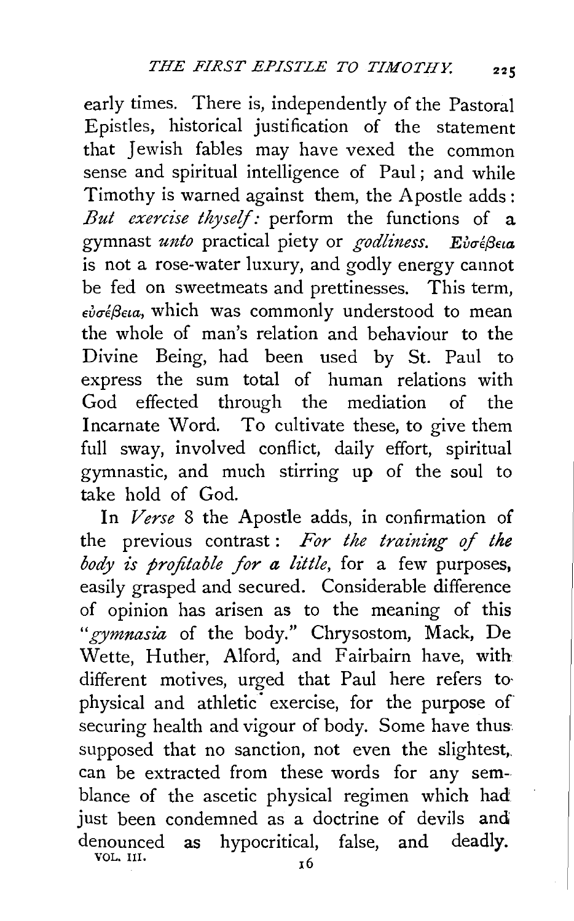early times. There is, independently of the Pastoral Epistles, historical justification of the statement that Jewish fables may have vexed the common sense and spiritual intelligence of Paul; and while Timothy is warned against them, the Apostle adds: *But exercise thyself:* perform the functions of a gymnast *unto* practical piety or *godliness.* Εὐσέβεια is not a rose-water luxury, and godly energy cannot be fed on sweetmeats and prettinesses. This term, εὐσέβεια, which was commonly understood to mean the whole of man's relation and behaviour to the Divine Being, had been used by St. Paul to express the sum total of human relations with God effected through the mediation of the Incarnate Word. To cultivate these, to give them full sway, involved conflict, daily effort, spiritual gymnastic, and much stirring up of the soul to take hold of God.

In *Verse* 8 the Apostle adds, in confirmation of the previous contrast: *For the training of the body is profitable for a little,* for a few purposes, easily grasped and secured. Considerable difference of opinion has arisen as to the meaning of this "*gymnasia* of the body." Chrysostom, Mack, De Wette, Huther, Alford, and Fairbairn have, with different motives, urged that Paul here refers to physical and athletic exercise, for the purpose of securing health and vigour of body. Some have thus supposed that no sanction, not even the slightest, can be extracted from these words for any semblance of the ascetic physical regimen which had just been condemned as a doctrine of devils and denounced as hypocritical, false, and deadly.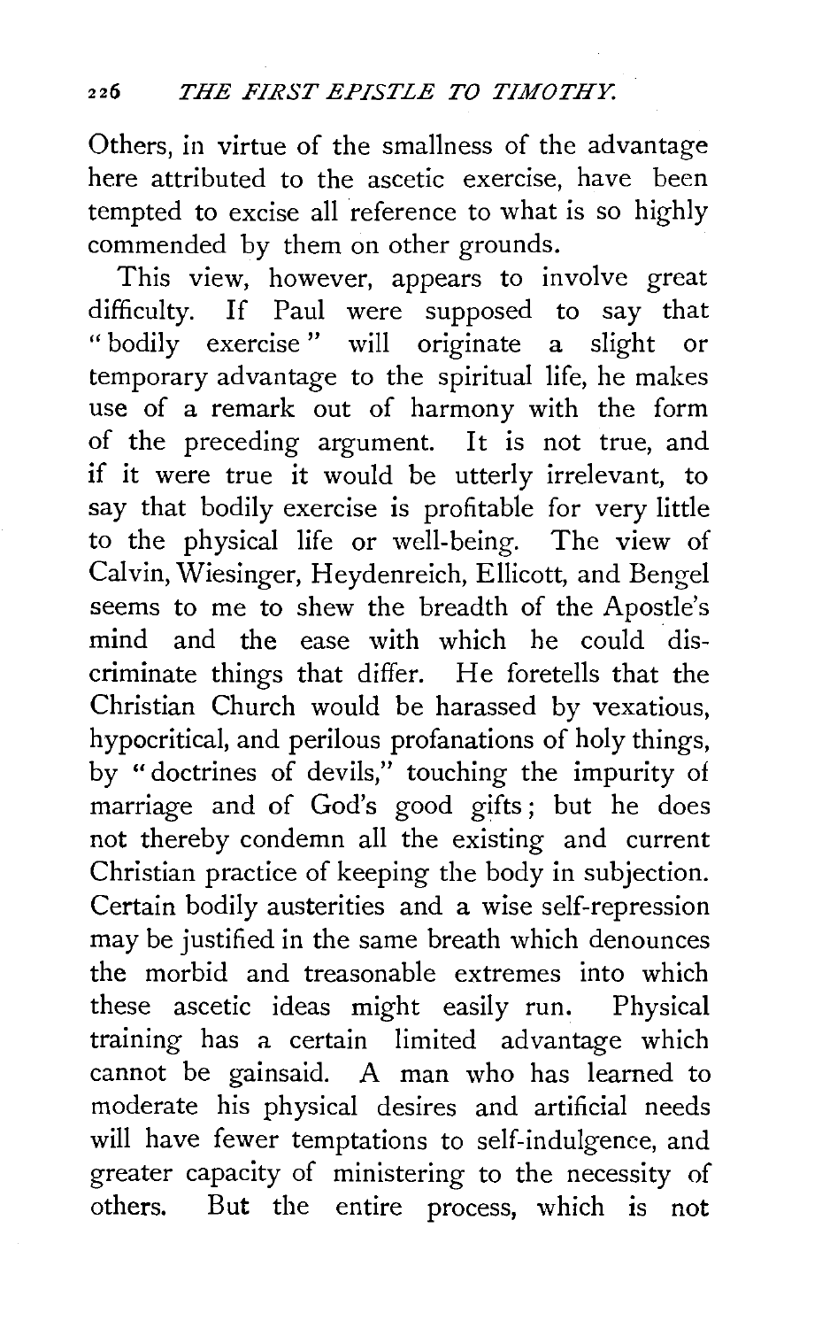Others, in virtue of the smallness of the advantage here attributed to the ascetic exercise, have been tempted to excise all reference to what is so highly commended by them on other grounds.

This view, however, appears to involve great difficulty. If Paul were supposed to say that "bodily exercise" will originate a slight or temporary advantage to the spiritual life, he makes use of a remark out of harmony with the form of the preceding argument. It is not true, and if it were true it would be utterly irrelevant, to say that bodily exercise is profitable for very little to the physical life or well-being. The view of Calvin, Wiesinger, Heydenreich, Ellicott, and Bengel seems to me to shew the breadth of the Apostle's mind and the ease with which he could discriminate things that differ. He foretells that the Christian Church would be harassed by vexatious, hypocritical, and perilous profanations of holy things, by "doctrines of devils," touching the impurity of marriage and of God's good gifts; but he does not thereby condemn all the existing and current Christian practice of keeping the body in subjection. Certain bodily austerities and a wise self-repression may be justified in the same breath which denounces the morbid and treasonable extremes into which these ascetic ideas might easily run. Physical training has a certain limited advantage which cannot be gainsaid. A man who has learned to moderate his physical desires and artificial needs will have fewer temptations to self-indulgence, and greater capacity of ministering to the necessity of others. But the entire process, which is not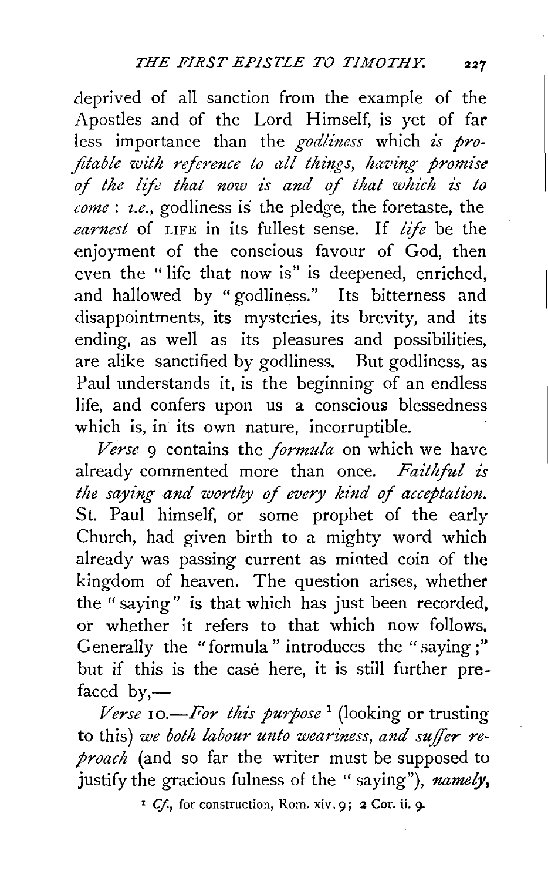deprived of all sanction from the example of the Apostles and of the Lord Himself, is yet of far less importance than the *godliness* which *is profitable with reference to all things, having promise of the life that now is and of that which is to come*: *i.e.*, godliness is the pledge, the foretaste, the *earnest* of LIFE in its fullest sense. If *life* be the enjoyment of the conscious favour of God, then even the "life that now is" is deepened, enriched, and hallowed by "godliness." Its bitterness and disappointments, its mysteries, its brevity, and its ending, as well as its pleasures and possibilities, are alike sanctified by godliness. But godliness, as Paul understands it, is the beginning of an endless life, and confers upon us a conscious blessedness which is, in its own nature, incorruptible.

*Verse* 9 contains the *formula* on which we have already commented more than once. *Faithful is the saying and worthy of every kind of acceptation.* St. Paul himself, or some prophet of the early Church, had given birth to a mighty word which already was passing current as minted coin of the kingdom of heaven. The question arises, whether the "saying" is that which has just been recorded, or whether it refers to that which now follows. Generally the "formula" introduces the "saying;" but if this is the case here, it is still further prefaced by,—

*Verse* 10.—*For this purpose*[1] (looking or trusting to this) *we both labour unto weariness, and suffer reproach* (and so far the writer must be supposed to justify the gracious fulness of the "saying"), *namely,*

[1] *Cf.*, for construction, Rom. xiv. 9; 2 Cor. ii. 9.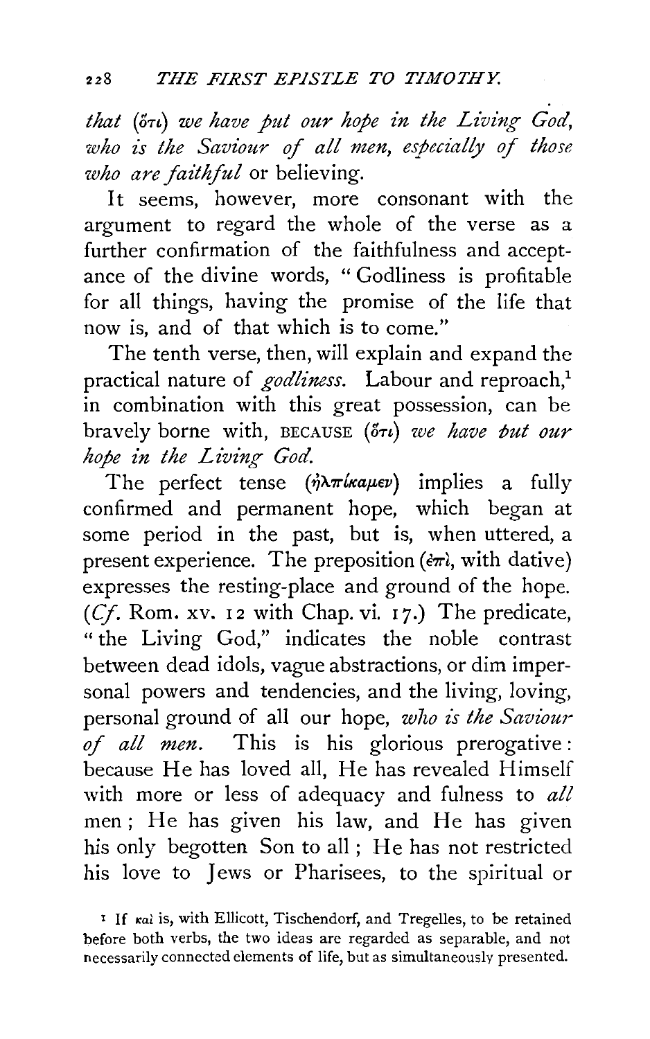*that* (ὅτι) *we have put our hope in the Living God, who is the Saviour of all men, especially of those who are faithful* or believing.

It seems, however, more consonant with the argument to regard the whole of the verse as a further confirmation of the faithfulness and acceptance of the divine words, "Godliness is profitable for all things, having the promise of the life that now is, and of that which is to come."

The tenth verse, then, will explain and expand the practical nature of *godliness*. Labour and reproach,[1] in combination with this great possession, can be bravely borne with, BECAUSE (ὅτι) *we have put our hope in the Living God.*

The perfect tense (ἠλπίκαμεν) implies a fully confirmed and permanent hope, which began at some period in the past, but is, when uttered, a present experience. The preposition (ἐπὶ, with dative) expresses the resting-place and ground of the hope. (*Cf.* Rom. xv. 12 with Chap. vi. 17.) The predicate, "the Living God," indicates the noble contrast between dead idols, vague abstractions, or dim impersonal powers and tendencies, and the living, loving, personal ground of all our hope, *who is the Saviour of all men.* This is his glorious prerogative: because He has loved all, He has revealed Himself with more or less of adequacy and fulness to *all* men; He has given his law, and He has given his only begotten Son to all; He has not restricted his love to Jews or Pharisees, to the spiritual or

[1] If καὶ is, with Ellicott, Tischendorf, and Tregelles, to be retained before both verbs, the two ideas are regarded as separable, and not necessarily connected elements of life, but as simultaneously presented.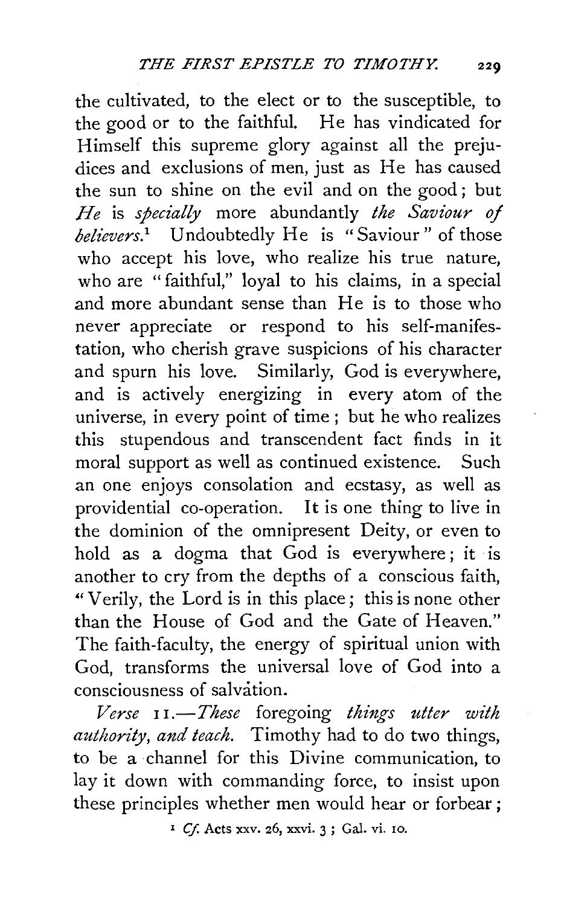the cultivated, to the elect or to the susceptible, to the good or to the faithful. He has vindicated for Himself this supreme glory against all the prejudices and exclusions of men, just as He has caused the sun to shine on the evil and on the good; but *He* is *specially* more abundantly *the Saviour of believers.*[1] Undoubtedly He is "Saviour" of those who accept his love, who realize his true nature, who are "faithful," loyal to his claims, in a special and more abundant sense than He is to those who never appreciate or respond to his self-manifestation, who cherish grave suspicions of his character and spurn his love. Similarly, God is everywhere, and is actively energizing in every atom of the universe, in every point of time; but he who realizes this stupendous and transcendent fact finds in it moral support as well as continued existence. Such an one enjoys consolation and ecstasy, as well as providential co-operation. It is one thing to live in the dominion of the omnipresent Deity, or even to hold as a dogma that God is everywhere; it is another to cry from the depths of a conscious faith, "Verily, the Lord is in this place; this is none other than the House of God and the Gate of Heaven." The faith-faculty, the energy of spiritual union with God, transforms the universal love of God into a consciousness of salvation.

*Verse* 11.—*These* foregoing *things utter with authority, and teach.* Timothy had to do two things, to be a channel for this Divine communication, to lay it down with commanding force, to insist upon these principles whether men would hear or forbear;

[1] *Cf.* Acts xxv. 26, xxvi. 3; Gal. vi. 10.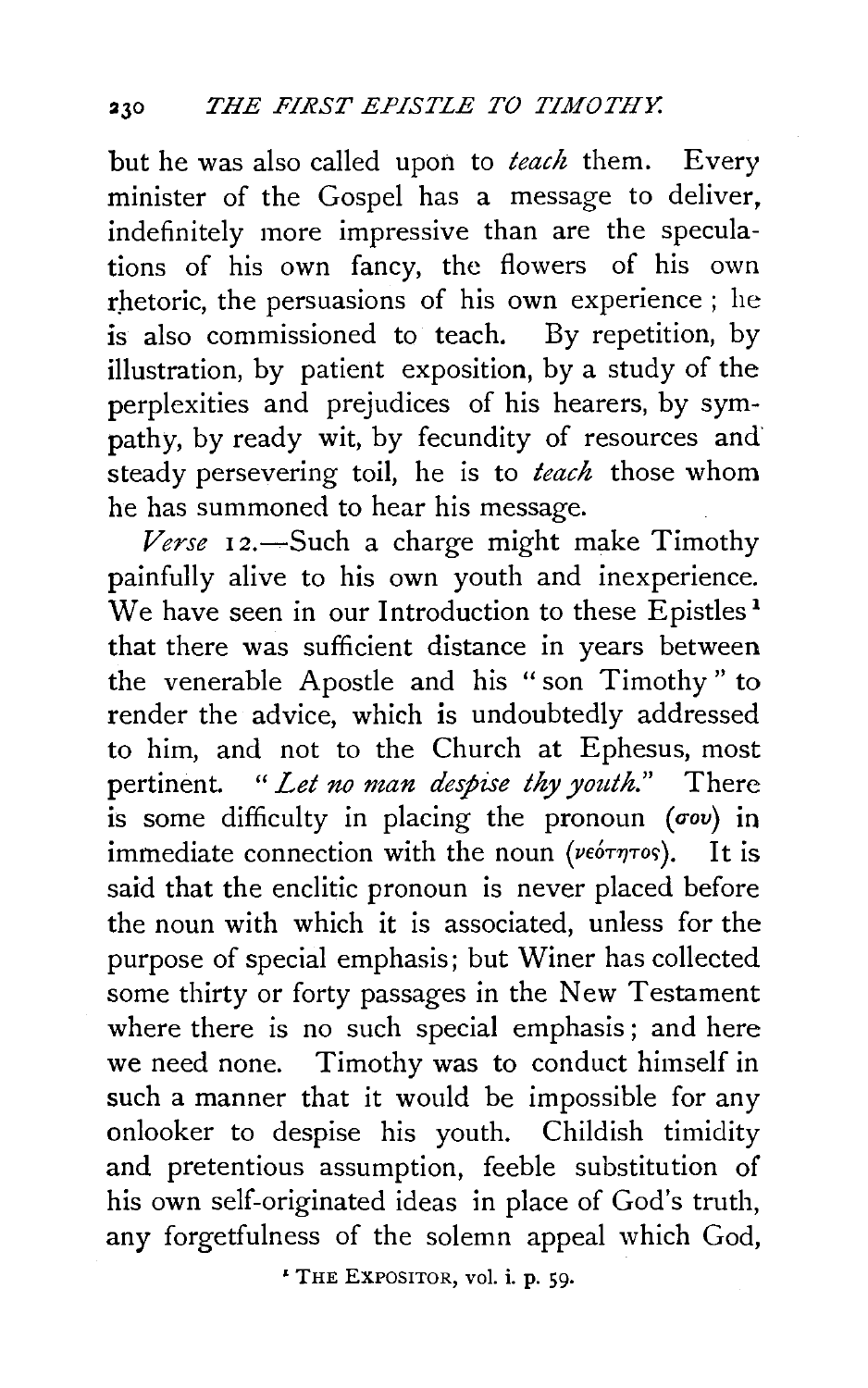but he was also called upon to *teach* them. Every minister of the Gospel has a message to deliver, indefinitely more impressive than are the speculations of his own fancy, the flowers of his own rhetoric, the persuasions of his own experience; he is also commissioned to teach. By repetition, by illustration, by patient exposition, by a study of the perplexities and prejudices of his hearers, by sympathy, by ready wit, by fecundity of resources and steady persevering toil, he is to *teach* those whom he has summoned to hear his message.

*Verse* 12.—Such a charge might make Timothy painfully alive to his own youth and inexperience. We have seen in our Introduction to these Epistles[1] that there was sufficient distance in years between the venerable Apostle and his "son Timothy" to render the advice, which is undoubtedly addressed to him, and not to the Church at Ephesus, most pertinent. "*Let no man despise thy youth.*" There is some difficulty in placing the pronoun (σου) in immediate connection with the noun (νεότητος). It is said that the enclitic pronoun is never placed before the noun with which it is associated, unless for the purpose of special emphasis; but Winer has collected some thirty or forty passages in the New Testament where there is no such special emphasis; and here we need none. Timothy was to conduct himself in such a manner that it would be impossible for any onlooker to despise his youth. Childish timidity and pretentious assumption, feeble substitution of his own self-originated ideas in place of God's truth, any forgetfulness of the solemn appeal which God,

[1] THE EXPOSITOR, vol. i. p. 59.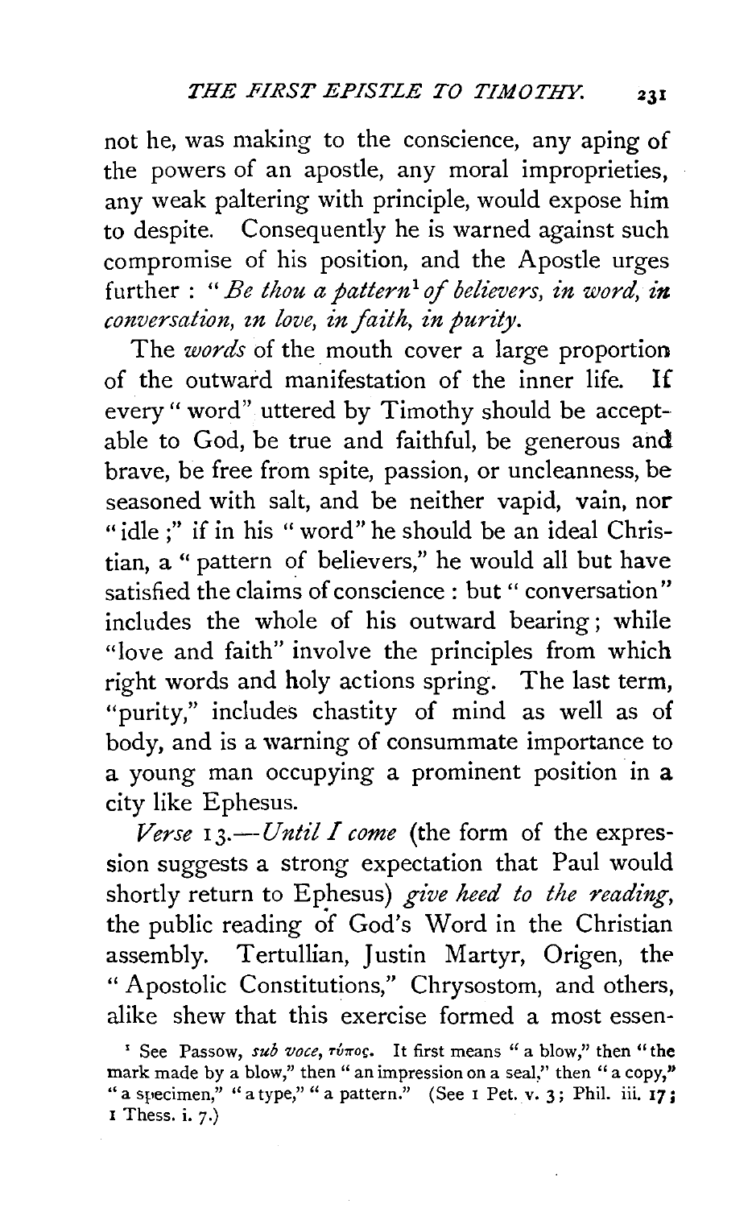not he, was making to the conscience, any aping of the powers of an apostle, any moral improprieties, any weak paltering with principle, would expose him to despite. Consequently he is warned against such compromise of his position, and the Apostle urges further : "*Be thou a pattern*[1] *of believers, in word, in conversation, in love, in faith, in purity.*

The *words* of the mouth cover a large proportion of the outward manifestation of the inner life. If every "word" uttered by Timothy should be acceptable to God, be true and faithful, be generous and brave, be free from spite, passion, or uncleanness, be seasoned with salt, and be neither vapid, vain, nor "idle ;" if in his "word" he should be an ideal Christian, a "pattern of believers," he would all but have satisfied the claims of conscience : but "conversation" includes the whole of his outward bearing ; while "love and faith" involve the principles from which right words and holy actions spring. The last term, "purity," includes chastity of mind as well as of body, and is a warning of consummate importance to a young man occupying a prominent position in a city like Ephesus.

*Verse* 13.—*Until I come* (the form of the expression suggests a strong expectation that Paul would shortly return to Ephesus) *give heed to the reading*, the public reading of God's Word in the Christian assembly. Tertullian, Justin Martyr, Origen, the "Apostolic Constitutions," Chrysostom, and others, alike shew that this exercise formed a most essen-

[1] See Passow, *sub voce*, *τύπος*. It first means "a blow," then "the mark made by a blow," then "an impression on a seal," then "a copy," "a specimen," "a type," "a pattern." (See 1 Pet. v. 3 ; Phil. iii. 17 ; 1 Thess. i. 7.)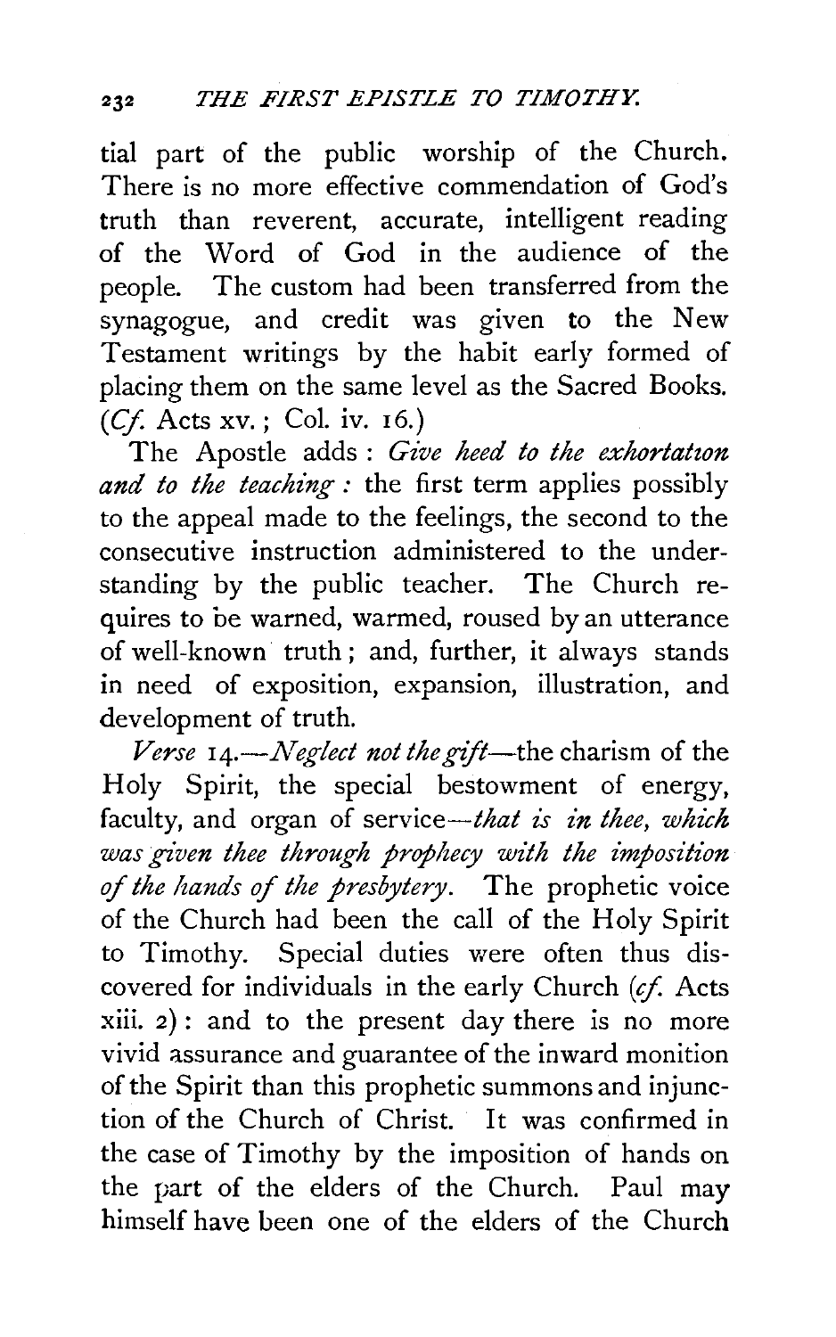tial part of the public worship of the Church. There is no more effective commendation of God's truth than reverent, accurate, intelligent reading of the Word of God in the audience of the people. The custom had been transferred from the synagogue, and credit was given to the New Testament writings by the habit early formed of placing them on the same level as the Sacred Books. (*Cf.* Acts xv.; Col. iv. 16.)

The Apostle adds: *Give heed to the exhortation and to the teaching:* the first term applies possibly to the appeal made to the feelings, the second to the consecutive instruction administered to the understanding by the public teacher. The Church requires to be warned, warmed, roused by an utterance of well-known truth; and, further, it always stands in need of exposition, expansion, illustration, and development of truth.

*Verse* 14.—*Neglect not the gift*—the charism of the Holy Spirit, the special bestowment of energy, faculty, and organ of service—*that is in thee, which was given thee through prophecy with the imposition of the hands of the presbytery.* The prophetic voice of the Church had been the call of the Holy Spirit to Timothy. Special duties were often thus discovered for individuals in the early Church (*cf.* Acts xiii. 2): and to the present day there is no more vivid assurance and guarantee of the inward monition of the Spirit than this prophetic summons and injunction of the Church of Christ. It was confirmed in the case of Timothy by the imposition of hands on the part of the elders of the Church. Paul may himself have been one of the elders of the Church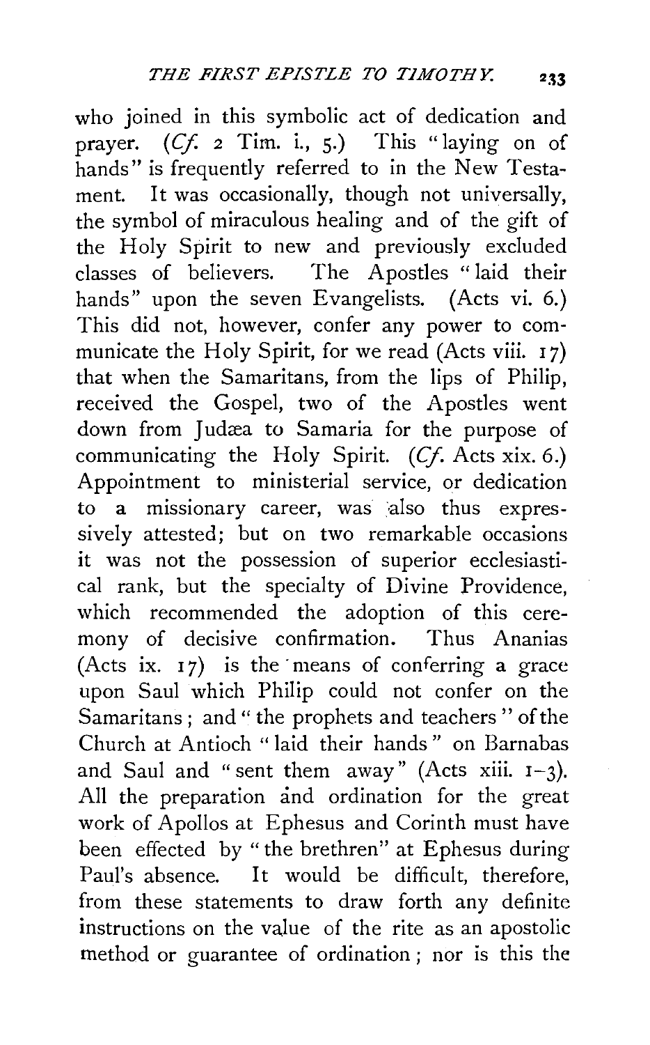who joined in this symbolic act of dedication and prayer. (*Cf.* 2 Tim. i., 5.) This "laying on of hands" is frequently referred to in the New Testament. It was occasionally, though not universally, the symbol of miraculous healing and of the gift of the Holy Spirit to new and previously excluded classes of believers. The Apostles "laid their hands" upon the seven Evangelists. (Acts vi. 6.) This did not, however, confer any power to communicate the Holy Spirit, for we read (Acts viii. 17) that when the Samaritans, from the lips of Philip, received the Gospel, two of the Apostles went down from Judæa to Samaria for the purpose of communicating the Holy Spirit. (*Cf.* Acts xix. 6.) Appointment to ministerial service, or dedication to a missionary career, was also thus expressively attested; but on two remarkable occasions it was not the possession of superior ecclesiastical rank, but the specialty of Divine Providence, which recommended the adoption of this ceremony of decisive confirmation. Thus Ananias (Acts ix. 17) is the means of conferring a grace upon Saul which Philip could not confer on the Samaritans; and "the prophets and teachers" of the Church at Antioch "laid their hands" on Barnabas and Saul and "sent them away" (Acts xiii. 1–3). All the preparation and ordination for the great work of Apollos at Ephesus and Corinth must have been effected by "the brethren" at Ephesus during Paul's absence. It would be difficult, therefore, from these statements to draw forth any definite instructions on the value of the rite as an apostolic method or guarantee of ordination; nor is this the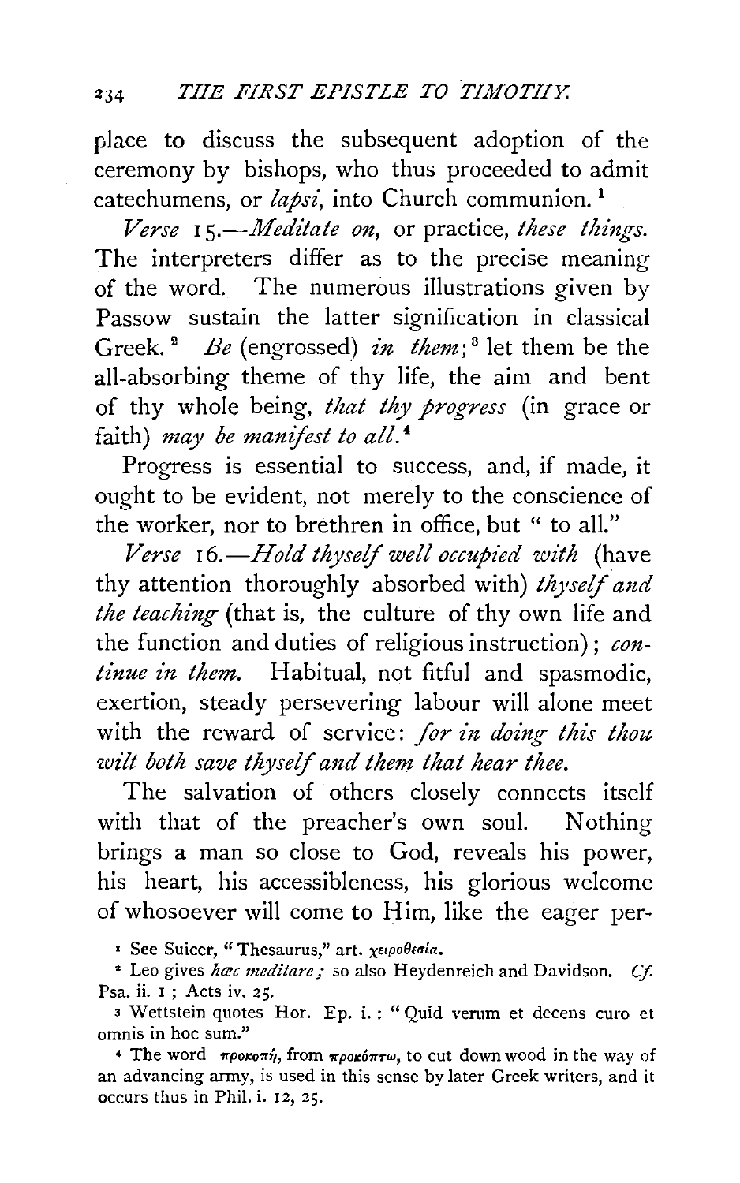place to discuss the subsequent adoption of the ceremony by bishops, who thus proceeded to admit catechumens, or *lapsi*, into Church communion. [1]

*Verse* 15.—*Meditate on*, or practice, *these things.* The interpreters differ as to the precise meaning of the word. The numerous illustrations given by Passow sustain the latter signification in classical Greek. [2] *Be* (engrossed) *in them*; [3] let them be the all-absorbing theme of thy life, the aim and bent of thy whole being, *that thy progress* (in grace or faith) *may be manifest to all.* [4]

Progress is essential to success, and, if made, it ought to be evident, not merely to the conscience of the worker, nor to brethren in office, but "to all."

*Verse* 16.—*Hold thyself well occupied with* (have thy attention thoroughly absorbed with) *thyself and the teaching* (that is, the culture of thy own life and the function and duties of religious instruction); *continue in them.* Habitual, not fitful and spasmodic, exertion, steady persevering labour will alone meet with the reward of service: *for in doing this thou wilt both save thyself and them that hear thee.*

The salvation of others closely connects itself with that of the preacher's own soul. Nothing brings a man so close to God, reveals his power, his heart, his accessibleness, his glorious welcome of whosoever will come to Him, like the eager per-

[1] See Suicer, "Thesaurus," art. χειροθεσία.

[2] Leo gives *hæc meditare*; so also Heydenreich and Davidson. *Cf.* Psa. ii. 1; Acts iv. 25.

[3] Wettstein quotes Hor. Ep. i.: "Quid verum et decens curo et omnis in hoc sum."

[4] The word προκοπή, from προκόπτω, to cut down wood in the way of an advancing army, is used in this sense by later Greek writers, and it occurs thus in Phil. i. 12, 25.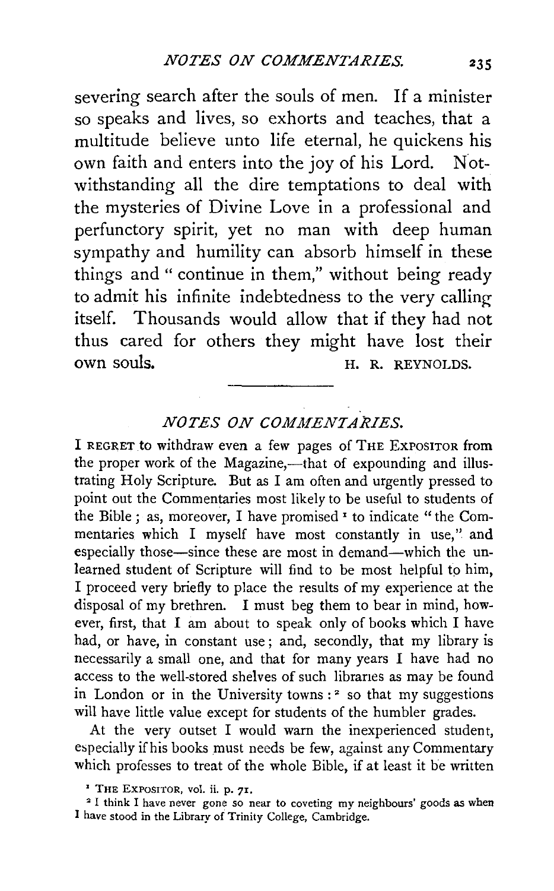severing search after the souls of men. If a minister so speaks and lives, so exhorts and teaches, that a multitude believe unto life eternal, he quickens his own faith and enters into the joy of his Lord. Notwithstanding all the dire temptations to deal with the mysteries of Divine Love in a professional and perfunctory spirit, yet no man with deep human sympathy and humility can absorb himself in these things and "continue in them," without being ready to admit his infinite indebtedness to the very calling itself. Thousands would allow that if they had not thus cared for others they might have lost their own souls.

H. R. REYNOLDS.

---

## *NOTES ON COMMENTARIES.*

I REGRET to withdraw even a few pages of THE EXPOSITOR from the proper work of the Magazine,—that of expounding and illustrating Holy Scripture. But as I am often and urgently pressed to point out the Commentaries most likely to be useful to students of the Bible; as, moreover, I have promised [1] to indicate "the Commentaries which I myself have most constantly in use," and especially those—since these are most in demand—which the unlearned student of Scripture will find to be most helpful to him, I proceed very briefly to place the results of my experience at the disposal of my brethren. I must beg them to bear in mind, however, first, that I am about to speak only of books which I have had, or have, in constant use; and, secondly, that my library is necessarily a small one, and that for many years I have had no access to the well-stored shelves of such libraries as may be found in London or in the University towns: [2] so that my suggestions will have little value except for students of the humbler grades.

At the very outset I would warn the inexperienced student, especially if his books must needs be few, against any Commentary which professes to treat of the whole Bible, if at least it be written

[1] THE EXPOSITOR, vol. ii. p. 71.

[2] I think I have never gone so near to coveting my neighbours' goods as when I have stood in the Library of Trinity College, Cambridge.